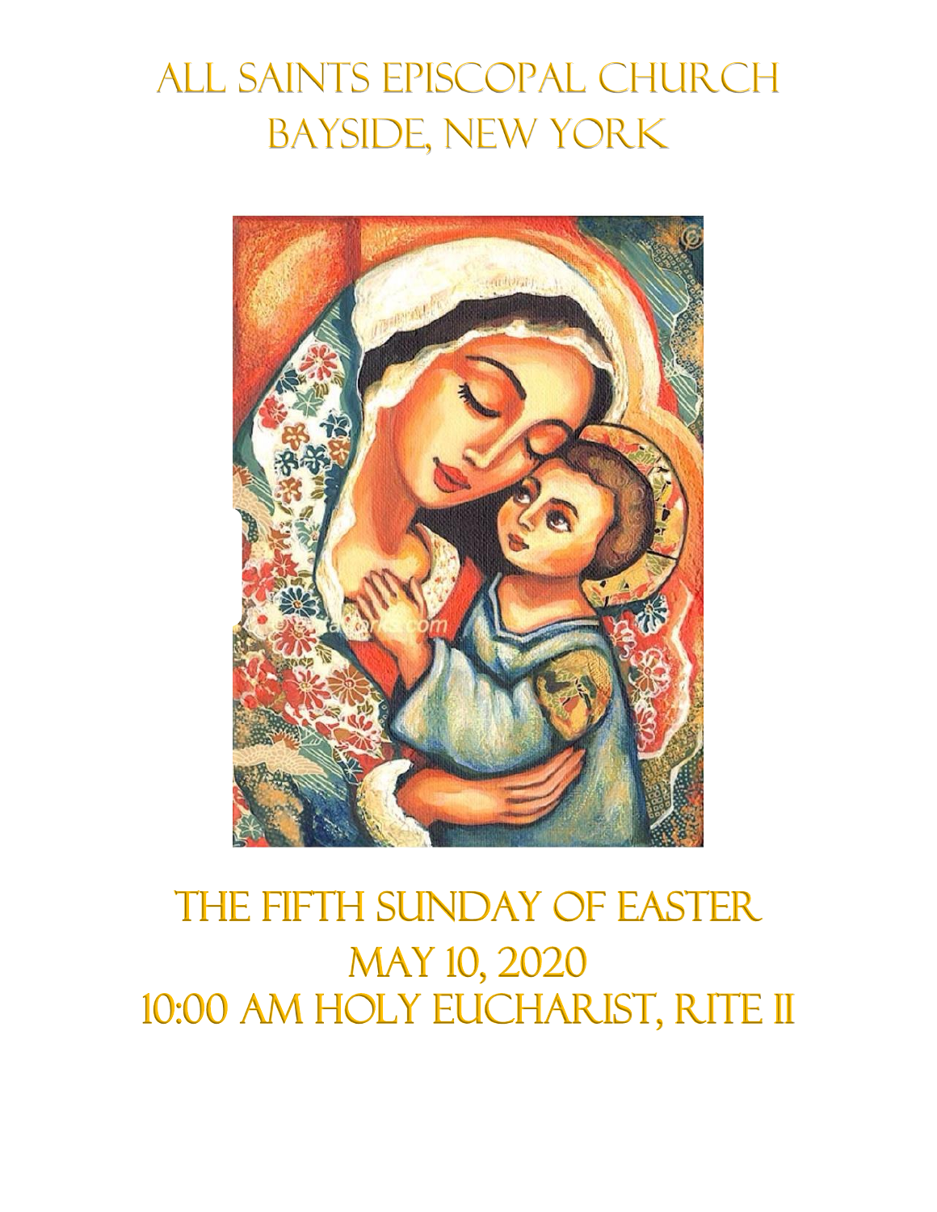# All Saints Episcopal Church
# Bayside, New York

# The Fifth Sunday of Easter
## May 10, 2020
## 10:00 AM Holy Eucharist, Rite II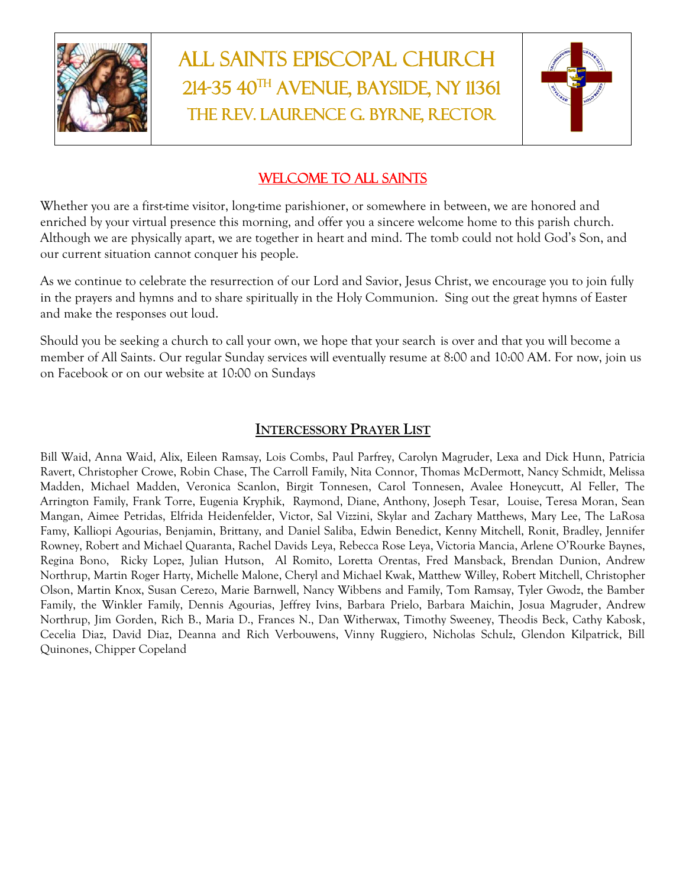# All Saints Episcopal Church

## 214-35 40th Avenue, Bayside, NY 11361

### The Rev. Laurence G. Byrne, Rector

## WELCOME TO ALL SAINTS

Whether you are a first-time visitor, long-time parishioner, or somewhere in between, we are honored and enriched by your virtual presence this morning, and offer you a sincere welcome home to this parish church. Although we are physically apart, we are together in heart and mind. The tomb could not hold God's Son, and our current situation cannot conquer his people.

As we continue to celebrate the resurrection of our Lord and Savior, Jesus Christ, we encourage you to join fully in the prayers and hymns and to share spiritually in the Holy Communion. Sing out the great hymns of Easter and make the responses out loud.

Should you be seeking a church to call your own, we hope that your search is over and that you will become a member of All Saints. Our regular Sunday services will eventually resume at 8:00 and 10:00 AM. For now, join us on Facebook or on our website at 10:00 on Sundays

## INTERCESSORY PRAYER LIST

Bill Waid, Anna Waid, Alix, Eileen Ramsay, Lois Combs, Paul Parfrey, Carolyn Magruder, Lexa and Dick Hunn, Patricia Ravert, Christopher Crowe, Robin Chase, The Carroll Family, Nita Connor, Thomas McDermott, Nancy Schmidt, Melissa Madden, Michael Madden, Veronica Scanlon, Birgit Tonnesen, Carol Tonnesen, Avalee Honeycutt, Al Feller, The Arrington Family, Frank Torre, Eugenia Kryphik, Raymond, Diane, Anthony, Joseph Tesar, Louise, Teresa Moran, Sean Mangan, Aimee Petridas, Elfrida Heidenfelder, Victor, Sal Vizzini, Skylar and Zachary Matthews, Mary Lee, The LaRosa Famy, Kalliopi Agourias, Benjamin, Brittany, and Daniel Saliba, Edwin Benedict, Kenny Mitchell, Ronit, Bradley, Jennifer Rowney, Robert and Michael Quaranta, Rachel Davids Leya, Rebecca Rose Leya, Victoria Mancia, Arlene O'Rourke Baynes, Regina Bono, Ricky Lopez, Julian Hutson, Al Romito, Loretta Orentas, Fred Mansback, Brendan Dunion, Andrew Northrup, Martin Roger Harty, Michelle Malone, Cheryl and Michael Kwak, Matthew Willey, Robert Mitchell, Christopher Olson, Martin Knox, Susan Cerezo, Marie Barnwell, Nancy Wibbens and Family, Tom Ramsay, Tyler Gwodz, the Bamber Family, the Winkler Family, Dennis Agourias, Jeffrey Ivins, Barbara Prielo, Barbara Maichin, Josua Magruder, Andrew Northrup, Jim Gorden, Rich B., Maria D., Frances N., Dan Witherwax, Timothy Sweeney, Theodis Beck, Cathy Kabosk, Cecelia Diaz, David Diaz, Deanna and Rich Verbouwens, Vinny Ruggiero, Nicholas Schulz, Glendon Kilpatrick, Bill Quinones, Chipper Copeland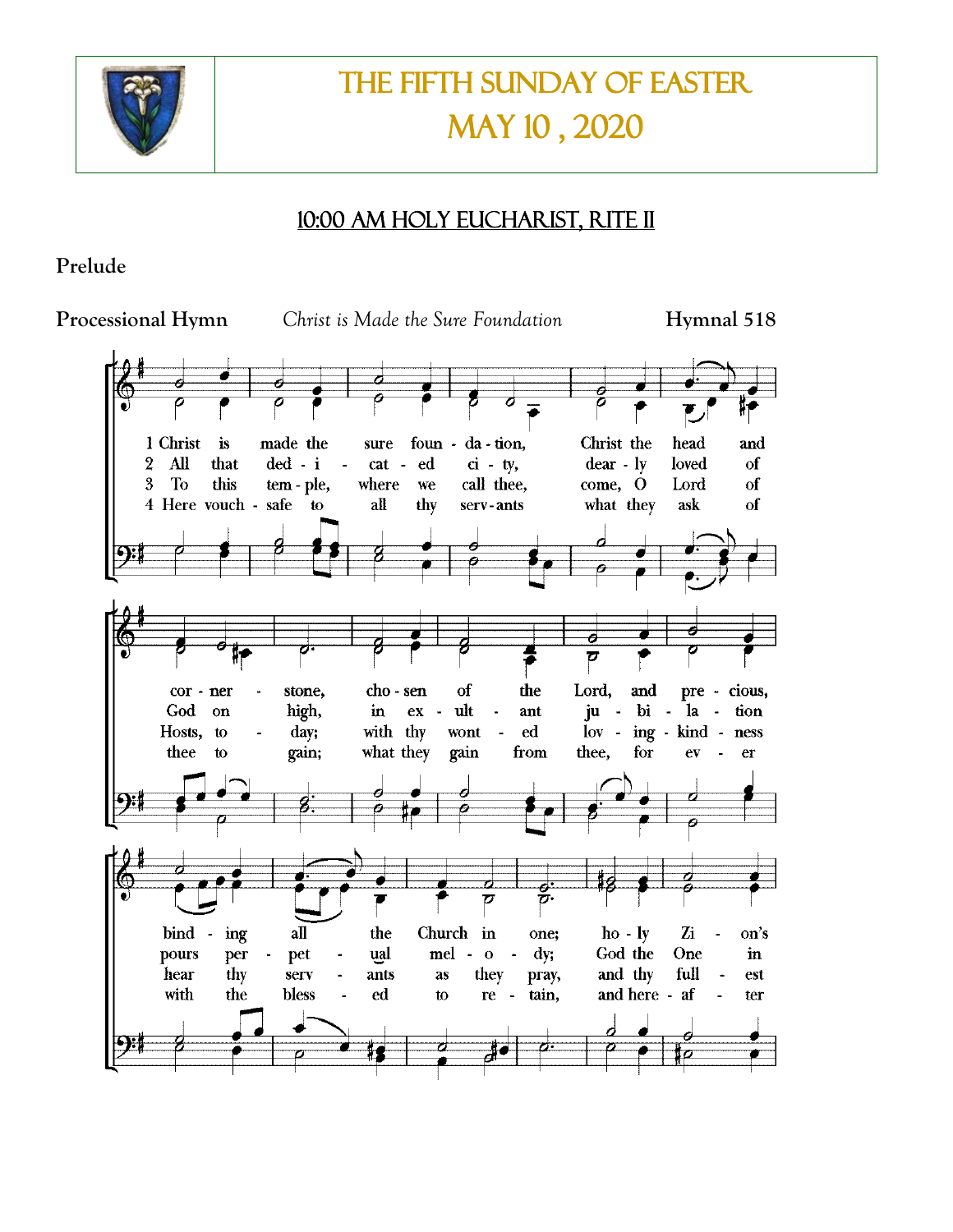# THE FIFTH SUNDAY OF EASTER
# MAY 10 , 2020

## 10:00 AM HOLY EUCHARIST, RITE II

**Prelude**

**Processional Hymn** *Christ is Made the Sure Foundation* **Hymnal 518**

1 Christ is made the sure foun - da - tion, Christ the head and cor - ner - stone, cho - sen of the Lord, and pre - cious, bind - ing all the Church in one; ho - ly Zi - on's

2 All that ded - i - cat - ed ci - ty, dear - ly loved of God on high, in ex - ult - ant ju - bi - la - tion pours per - pet - ual mel - o - dy; God the One in

3 To this tem - ple, where we call thee, come, O Lord of Hosts, to - day; with thy wont - ed lov - ing - kind - ness hear thy serv - ants as they pray, and thy full - est

4 Here vouch - safe to all thy serv - ants what they ask of thee to gain; what they gain from thee, for ev - er with the bless - ed to re - tain, and here - af - ter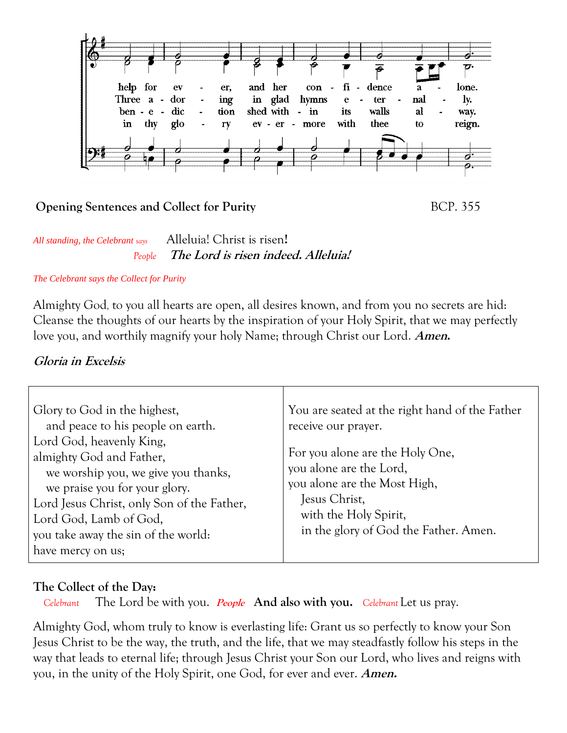help for ev - er, and her con - fi - dence a - lone.
Three a - dor - ing in glad hymns e - ter - nal - ly.
ben - e - dic - tion shed with - in its walls al - way.
in thy glo - ry ev - er - more with thee to reign.

**Opening Sentences and Collect for Purity** BCP. 355

*All standing, the Celebrant says* Alleluia! Christ is risen!
*People* ***The Lord is risen indeed. Alleluia!***

*The Celebrant says the Collect for Purity*

Almighty God, to you all hearts are open, all desires known, and from you no secrets are hid: Cleanse the thoughts of our hearts by the inspiration of your Holy Spirit, that we may perfectly love you, and worthily magnify your holy Name; through Christ our Lord. ***Amen.***

***Gloria in Excelsis***

Glory to God in the highest,
  and peace to his people on earth.
Lord God, heavenly King,
almighty God and Father,
  we worship you, we give you thanks,
  we praise you for your glory.
Lord Jesus Christ, only Son of the Father,
Lord God, Lamb of God,
you take away the sin of the world:
have mercy on us;

You are seated at the right hand of the Father
receive our prayer.

For you alone are the Holy One,
you alone are the Lord,
you alone are the Most High,
  Jesus Christ,
  with the Holy Spirit,
  in the glory of God the Father. Amen.

**The Collect of the Day:**

*Celebrant* The Lord be with you. ***People*** **And also with you.** *Celebrant* Let us pray.

Almighty God, whom truly to know is everlasting life: Grant us so perfectly to know your Son Jesus Christ to be the way, the truth, and the life, that we may steadfastly follow his steps in the way that leads to eternal life; through Jesus Christ your Son our Lord, who lives and reigns with you, in the unity of the Holy Spirit, one God, for ever and ever. ***Amen.***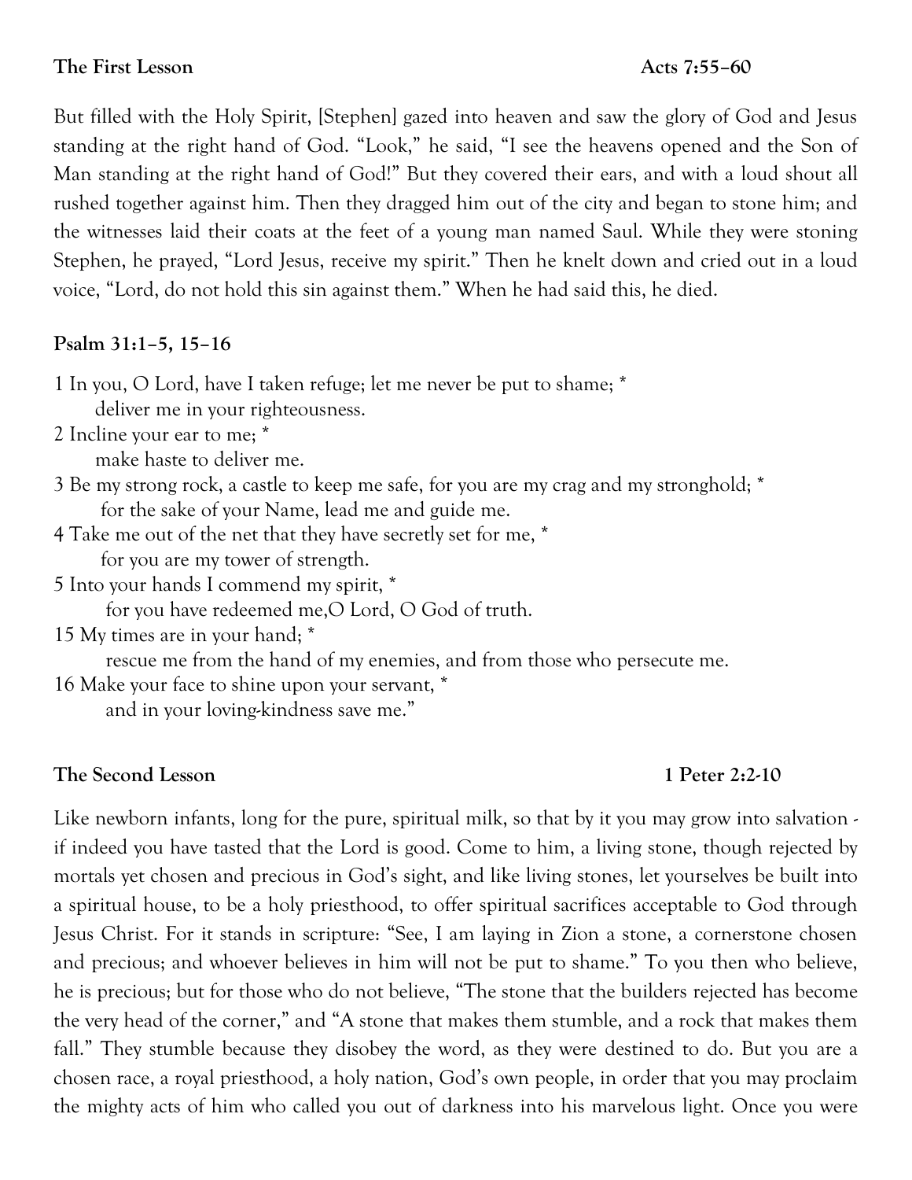**The First Lesson** **Acts 7:55–60**

But filled with the Holy Spirit, [Stephen] gazed into heaven and saw the glory of God and Jesus standing at the right hand of God. "Look," he said, "I see the heavens opened and the Son of Man standing at the right hand of God!" But they covered their ears, and with a loud shout all rushed together against him. Then they dragged him out of the city and began to stone him; and the witnesses laid their coats at the feet of a young man named Saul. While they were stoning Stephen, he prayed, "Lord Jesus, receive my spirit." Then he knelt down and cried out in a loud voice, "Lord, do not hold this sin against them." When he had said this, he died.

**Psalm 31:1–5, 15–16**

1 In you, O Lord, have I taken refuge; let me never be put to shame; *
  deliver me in your righteousness.
2 Incline your ear to me; *
  make haste to deliver me.
3 Be my strong rock, a castle to keep me safe, for you are my crag and my stronghold; *
  for the sake of your Name, lead me and guide me.
4 Take me out of the net that they have secretly set for me, *
  for you are my tower of strength.
5 Into your hands I commend my spirit, *
  for you have redeemed me,O Lord, O God of truth.
15 My times are in your hand; *
  rescue me from the hand of my enemies, and from those who persecute me.
16 Make your face to shine upon your servant, *
  and in your loving-kindness save me."

**The Second Lesson** **1 Peter 2:2-10**

Like newborn infants, long for the pure, spiritual milk, so that by it you may grow into salvation - if indeed you have tasted that the Lord is good. Come to him, a living stone, though rejected by mortals yet chosen and precious in God's sight, and like living stones, let yourselves be built into a spiritual house, to be a holy priesthood, to offer spiritual sacrifices acceptable to God through Jesus Christ. For it stands in scripture: "See, I am laying in Zion a stone, a cornerstone chosen and precious; and whoever believes in him will not be put to shame." To you then who believe, he is precious; but for those who do not believe, "The stone that the builders rejected has become the very head of the corner," and "A stone that makes them stumble, and a rock that makes them fall." They stumble because they disobey the word, as they were destined to do. But you are a chosen race, a royal priesthood, a holy nation, God's own people, in order that you may proclaim the mighty acts of him who called you out of darkness into his marvelous light. Once you were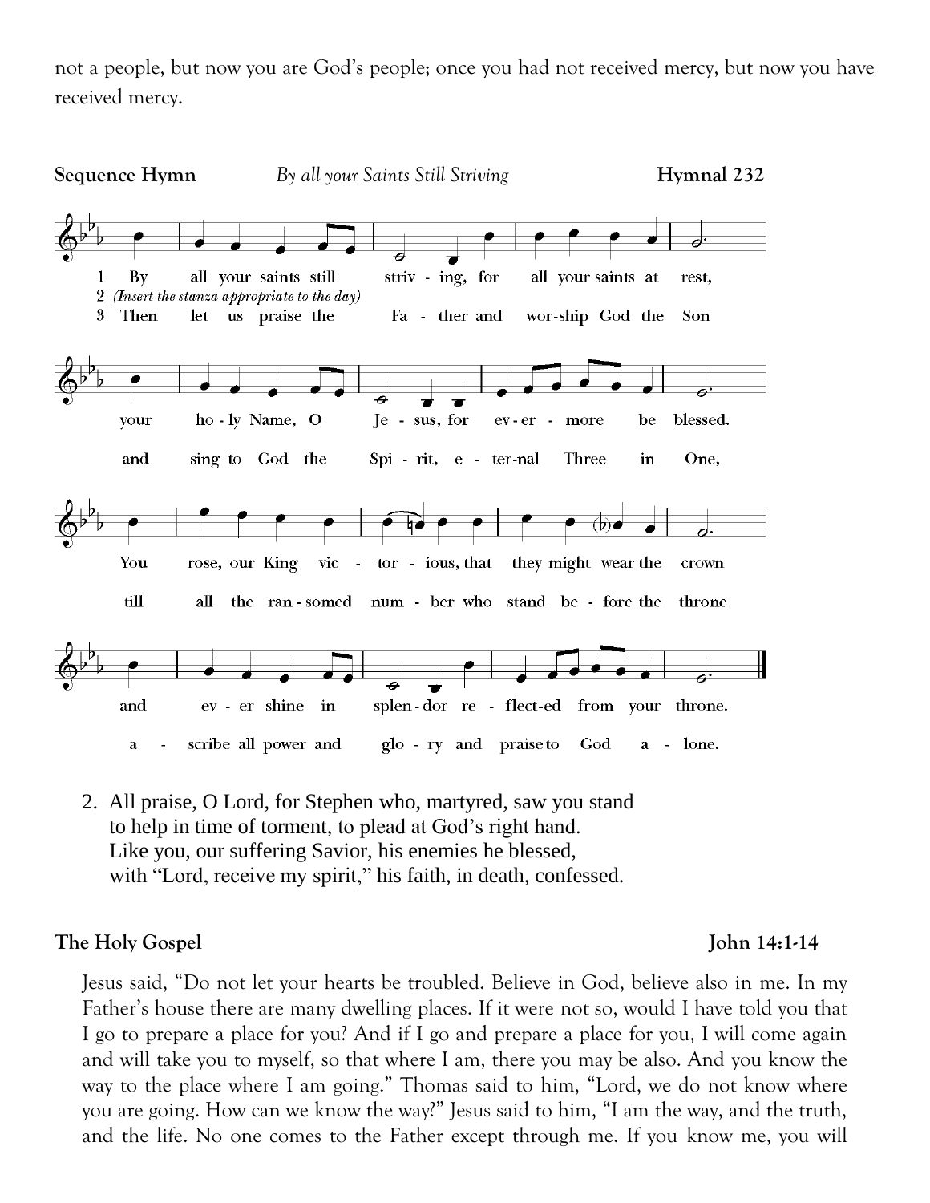not a people, but now you are God's people; once you had not received mercy, but now you have received mercy.

**Sequence Hymn** *By all your Saints Still Striving* **Hymnal 232**

1 By all your saints still striving, for all your saints at rest, your holy Name, O Jesus, for evermore be blessed. You rose, our King victorious, that they might wear the crown and ever shine in splendor reflected from your throne.

2 *(Insert the stanza appropriate to the day)*

3 Then let us praise the Father and worship God the Son and sing to God the Spirit, eternal Three in One, till all the ransomed number who stand before the throne ascribe all power and glory and praise to God alone.

2. All praise, O Lord, for Stephen who, martyred, saw you stand
 to help in time of torment, to plead at God's right hand.
 Like you, our suffering Savior, his enemies he blessed,
 with "Lord, receive my spirit," his faith, in death, confessed.

**The Holy Gospel** **John 14:1-14**

Jesus said, "Do not let your hearts be troubled. Believe in God, believe also in me. In my Father's house there are many dwelling places. If it were not so, would I have told you that I go to prepare a place for you? And if I go and prepare a place for you, I will come again and will take you to myself, so that where I am, there you may be also. And you know the way to the place where I am going." Thomas said to him, "Lord, we do not know where you are going. How can we know the way?" Jesus said to him, "I am the way, and the truth, and the life. No one comes to the Father except through me. If you know me, you will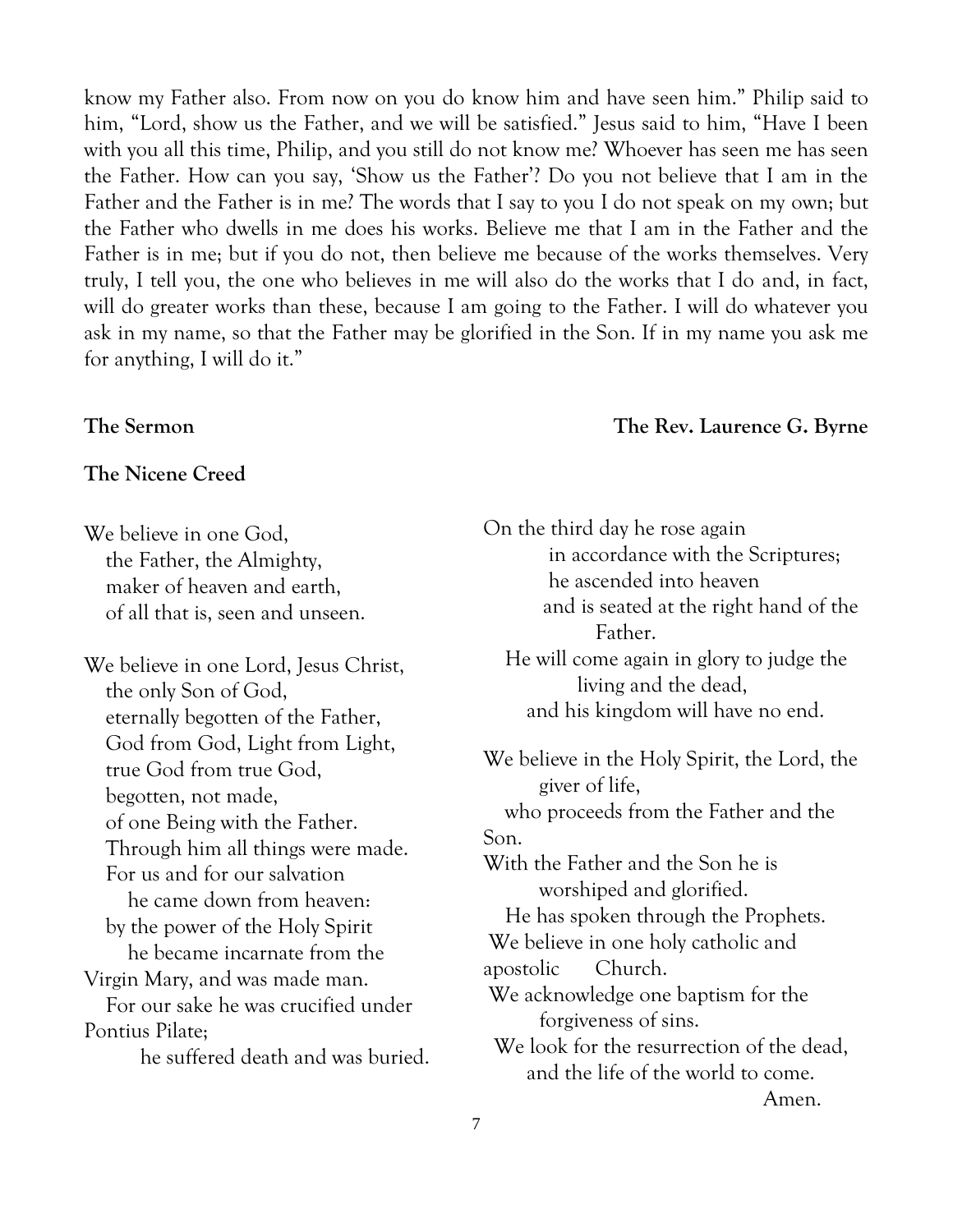know my Father also. From now on you do know him and have seen him." Philip said to him, "Lord, show us the Father, and we will be satisfied." Jesus said to him, "Have I been with you all this time, Philip, and you still do not know me? Whoever has seen me has seen the Father. How can you say, 'Show us the Father'? Do you not believe that I am in the Father and the Father is in me? The words that I say to you I do not speak on my own; but the Father who dwells in me does his works. Believe me that I am in the Father and the Father is in me; but if you do not, then believe me because of the works themselves. Very truly, I tell you, the one who believes in me will also do the works that I do and, in fact, will do greater works than these, because I am going to the Father. I will do whatever you ask in my name, so that the Father may be glorified in the Son. If in my name you ask me for anything, I will do it."

**The Sermon** — **The Rev. Laurence G. Byrne**

**The Nicene Creed**

We believe in one God,
the Father, the Almighty,
maker of heaven and earth,
of all that is, seen and unseen.

We believe in one Lord, Jesus Christ,
the only Son of God,
eternally begotten of the Father,
God from God, Light from Light,
true God from true God,
begotten, not made,
of one Being with the Father.
Through him all things were made.
For us and for our salvation
he came down from heaven:
by the power of the Holy Spirit
he became incarnate from the Virgin Mary, and was made man.
For our sake he was crucified under Pontius Pilate;
he suffered death and was buried.
On the third day he rose again
in accordance with the Scriptures;
he ascended into heaven
and is seated at the right hand of the Father.
He will come again in glory to judge the living and the dead,
and his kingdom will have no end.

We believe in the Holy Spirit, the Lord, the giver of life,
who proceeds from the Father and the Son.
With the Father and the Son he is worshiped and glorified.
He has spoken through the Prophets.
We believe in one holy catholic and apostolic Church.
We acknowledge one baptism for the forgiveness of sins.
We look for the resurrection of the dead,
and the life of the world to come.
Amen.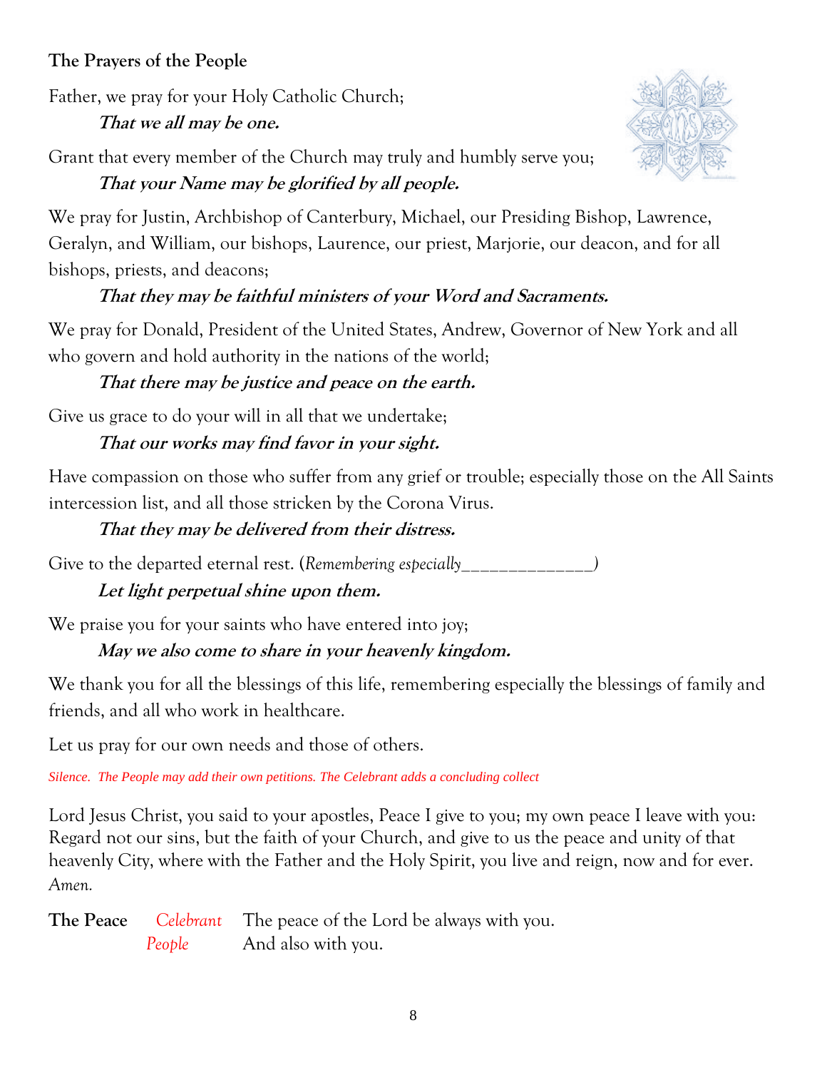**The Prayers of the People**

Father, we pray for your Holy Catholic Church;

***That we all may be one.***

Grant that every member of the Church may truly and humbly serve you;

***That your Name may be glorified by all people.***

We pray for Justin, Archbishop of Canterbury, Michael, our Presiding Bishop, Lawrence, Geralyn, and William, our bishops, Laurence, our priest, Marjorie, our deacon, and for all bishops, priests, and deacons;

***That they may be faithful ministers of your Word and Sacraments.***

We pray for Donald, President of the United States, Andrew, Governor of New York and all who govern and hold authority in the nations of the world;

***That there may be justice and peace on the earth.***

Give us grace to do your will in all that we undertake;

***That our works may find favor in your sight.***

Have compassion on those who suffer from any grief or trouble; especially those on the All Saints intercession list, and all those stricken by the Corona Virus.

***That they may be delivered from their distress.***

Give to the departed eternal rest. (*Remembering especially______________)*

***Let light perpetual shine upon them.***

We praise you for your saints who have entered into joy;

***May we also come to share in your heavenly kingdom.***

We thank you for all the blessings of this life, remembering especially the blessings of family and friends, and all who work in healthcare.

Let us pray for our own needs and those of others.

*Silence. The People may add their own petitions. The Celebrant adds a concluding collect*

Lord Jesus Christ, you said to your apostles, Peace I give to you; my own peace I leave with you: Regard not our sins, but the faith of your Church, and give to us the peace and unity of that heavenly City, where with the Father and the Holy Spirit, you live and reign, now and for ever. *Amen.*

**The Peace** *Celebrant* The peace of the Lord be always with you.
*People* And also with you.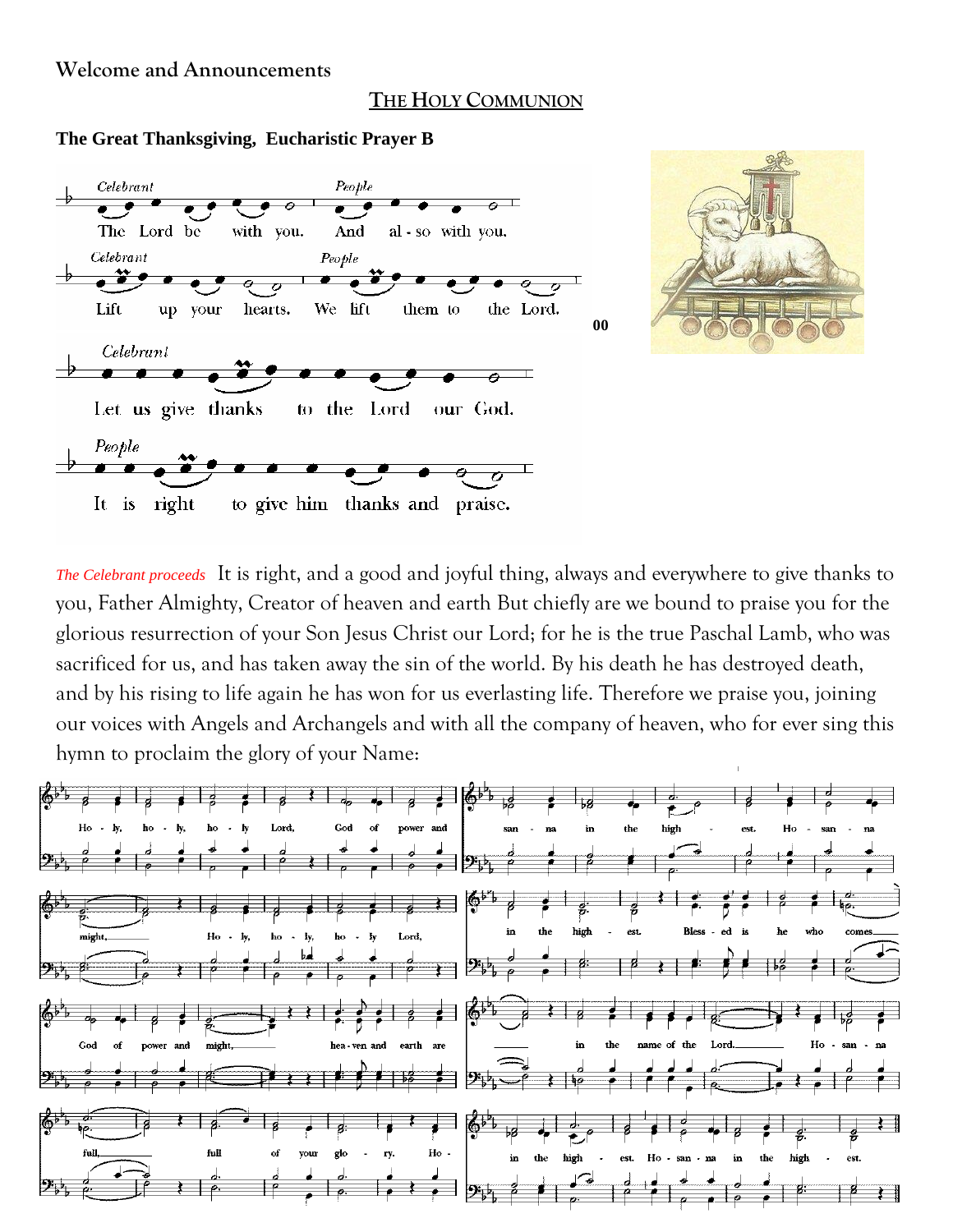**Welcome and Announcements**

## THE HOLY COMMUNION

### The Great Thanksgiving, Eucharistic Prayer B

*Celebrant* The Lord be with you.
*People* And also with you.

*Celebrant* Lift up your hearts.
*People* We lift them to the Lord.

*Celebrant* Let us give thanks to the Lord our God.

*People* It is right to give him thanks and praise.

00

*The Celebrant proceeds* It is right, and a good and joyful thing, always and everywhere to give thanks to you, Father Almighty, Creator of heaven and earth But chiefly are we bound to praise you for the glorious resurrection of your Son Jesus Christ our Lord; for he is the true Paschal Lamb, who was sacrificed for us, and has taken away the sin of the world. By his death he has destroyed death, and by his rising to life again he has won for us everlasting life. Therefore we praise you, joining our voices with Angels and Archangels and with all the company of heaven, who for ever sing this hymn to proclaim the glory of your Name:

Holy, holy, holy Lord, God of power and might, Holy, holy, holy Lord, God of power and might, heaven and earth are full, full of your glory. Hosanna in the highest. Hosanna in the highest. Blessed is he who comes in the name of the Lord. Hosanna in the highest. Hosanna in the highest.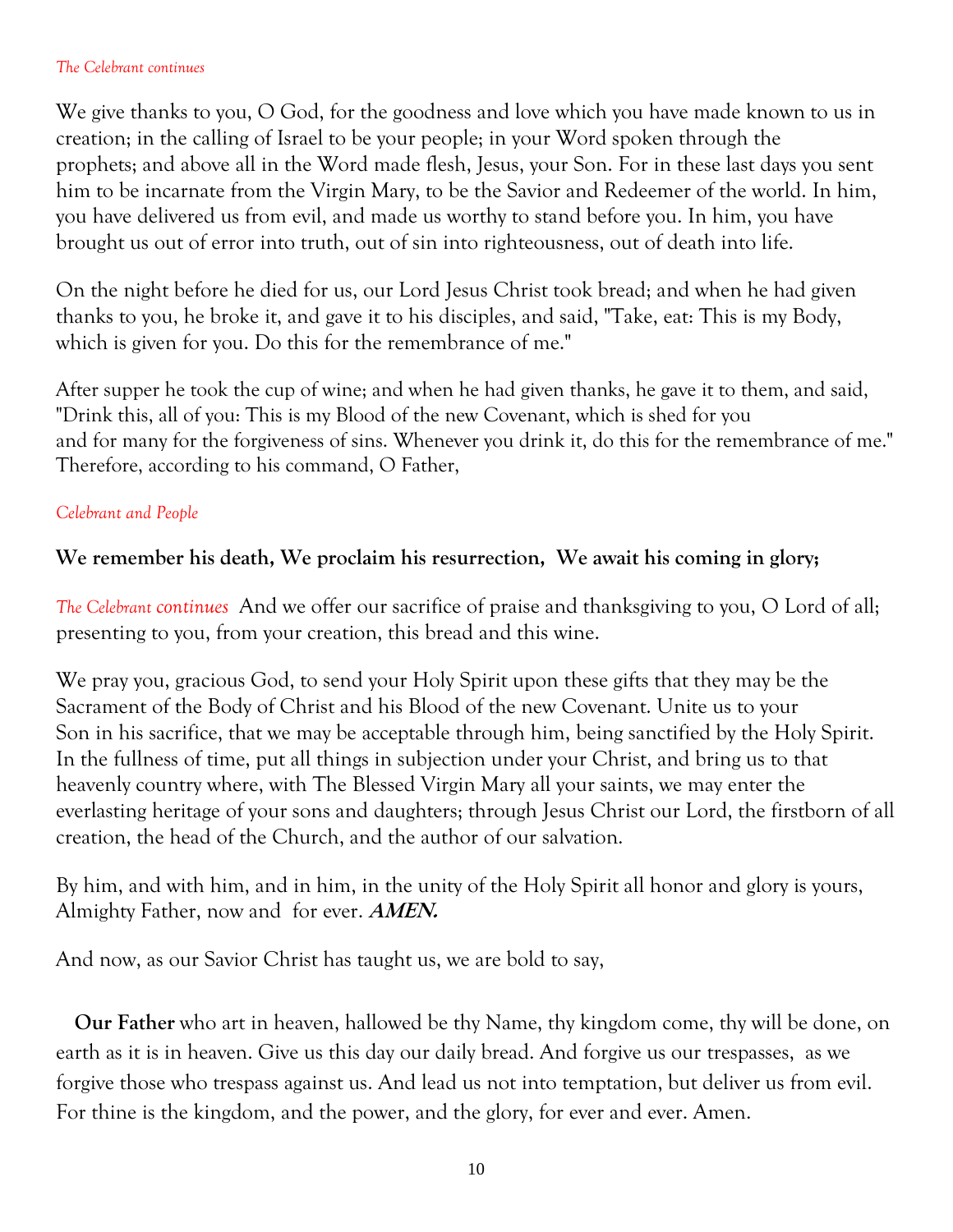*The Celebrant continues*

We give thanks to you, O God, for the goodness and love which you have made known to us in creation; in the calling of Israel to be your people; in your Word spoken through the prophets; and above all in the Word made flesh, Jesus, your Son. For in these last days you sent him to be incarnate from the Virgin Mary, to be the Savior and Redeemer of the world. In him, you have delivered us from evil, and made us worthy to stand before you. In him, you have brought us out of error into truth, out of sin into righteousness, out of death into life.

On the night before he died for us, our Lord Jesus Christ took bread; and when he had given thanks to you, he broke it, and gave it to his disciples, and said, "Take, eat: This is my Body, which is given for you. Do this for the remembrance of me."

After supper he took the cup of wine; and when he had given thanks, he gave it to them, and said, "Drink this, all of you: This is my Blood of the new Covenant, which is shed for you and for many for the forgiveness of sins. Whenever you drink it, do this for the remembrance of me." Therefore, according to his command, O Father,

*Celebrant and People*

**We remember his death, We proclaim his resurrection, We await his coming in glory;**

*The Celebrant continues* And we offer our sacrifice of praise and thanksgiving to you, O Lord of all; presenting to you, from your creation, this bread and this wine.

We pray you, gracious God, to send your Holy Spirit upon these gifts that they may be the Sacrament of the Body of Christ and his Blood of the new Covenant. Unite us to your Son in his sacrifice, that we may be acceptable through him, being sanctified by the Holy Spirit. In the fullness of time, put all things in subjection under your Christ, and bring us to that heavenly country where, with The Blessed Virgin Mary all your saints, we may enter the everlasting heritage of your sons and daughters; through Jesus Christ our Lord, the firstborn of all creation, the head of the Church, and the author of our salvation.

By him, and with him, and in him, in the unity of the Holy Spirit all honor and glory is yours, Almighty Father, now and for ever. ***AMEN.***

And now, as our Savior Christ has taught us, we are bold to say,

**Our Father** who art in heaven, hallowed be thy Name, thy kingdom come, thy will be done, on earth as it is in heaven. Give us this day our daily bread. And forgive us our trespasses, as we forgive those who trespass against us. And lead us not into temptation, but deliver us from evil. For thine is the kingdom, and the power, and the glory, for ever and ever. Amen.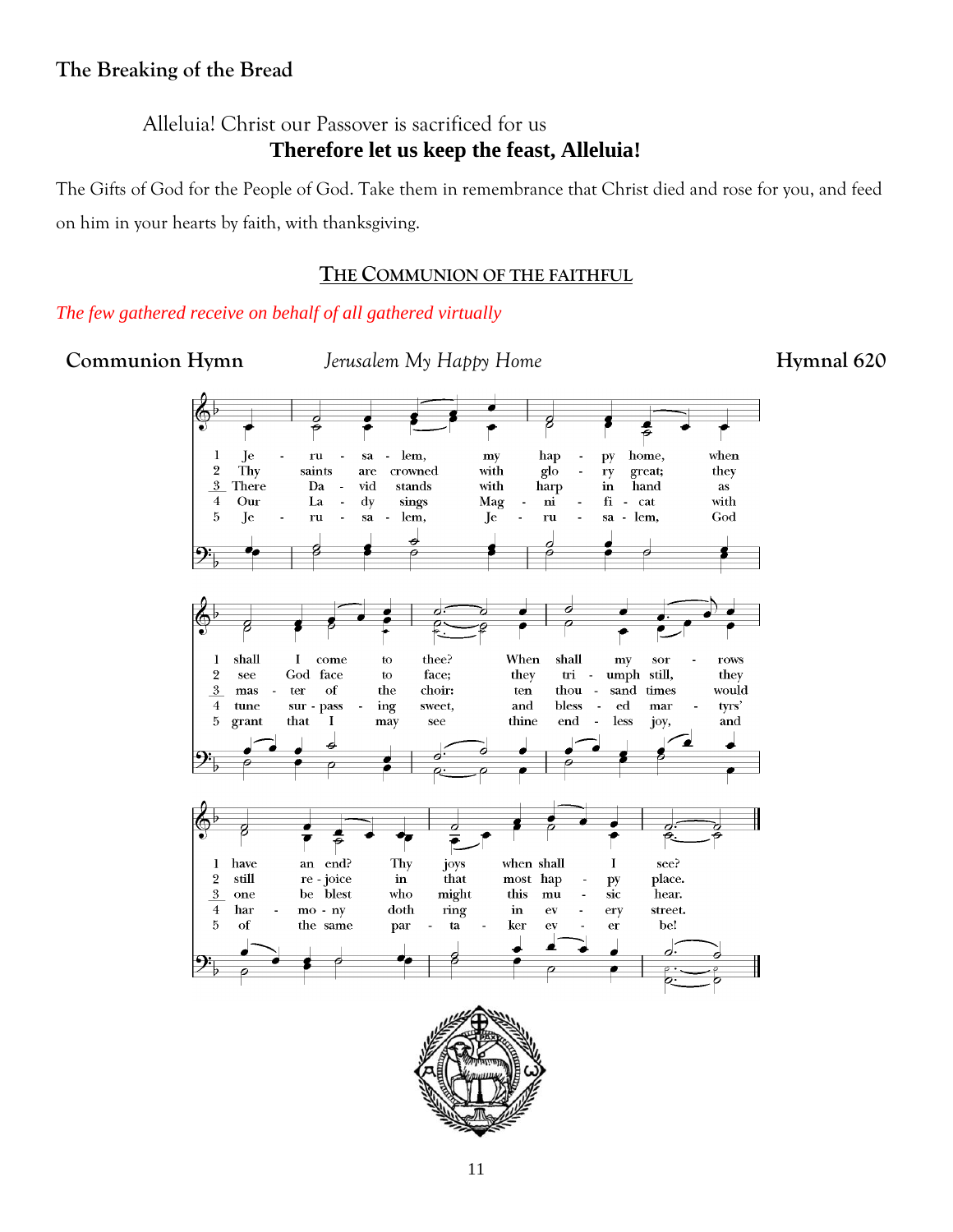### The Breaking of the Bread

Alleluia! Christ our Passover is sacrificed for us
**Therefore let us keep the feast, Alleluia!**

The Gifts of God for the People of God. Take them in remembrance that Christ died and rose for you, and feed on him in your hearts by faith, with thanksgiving.

## THE COMMUNION OF THE FAITHFUL

*The few gathered receive on behalf of all gathered virtually*

**Communion Hymn** *Jerusalem My Happy Home* **Hymnal 620**

1 Jerusalem, my happy home, when shall I come to thee? When shall my sorrows have an end? Thy joys when shall I see?

2 Thy saints are crowned with glory great; they see God face to face; they triumph still, they still rejoice in most happy place.

3 There David stands with harp in hand as master of the choir: ten thousand times would one be blest who might this music hear.

4 Our Lady sings Magnificat with tune surpassing sweet, and blessed martyrs' harmony doth ring in every street.

5 Jerusalem, Jerusalem, God grant that I may see thine endless joy, and of the same partaker ever be!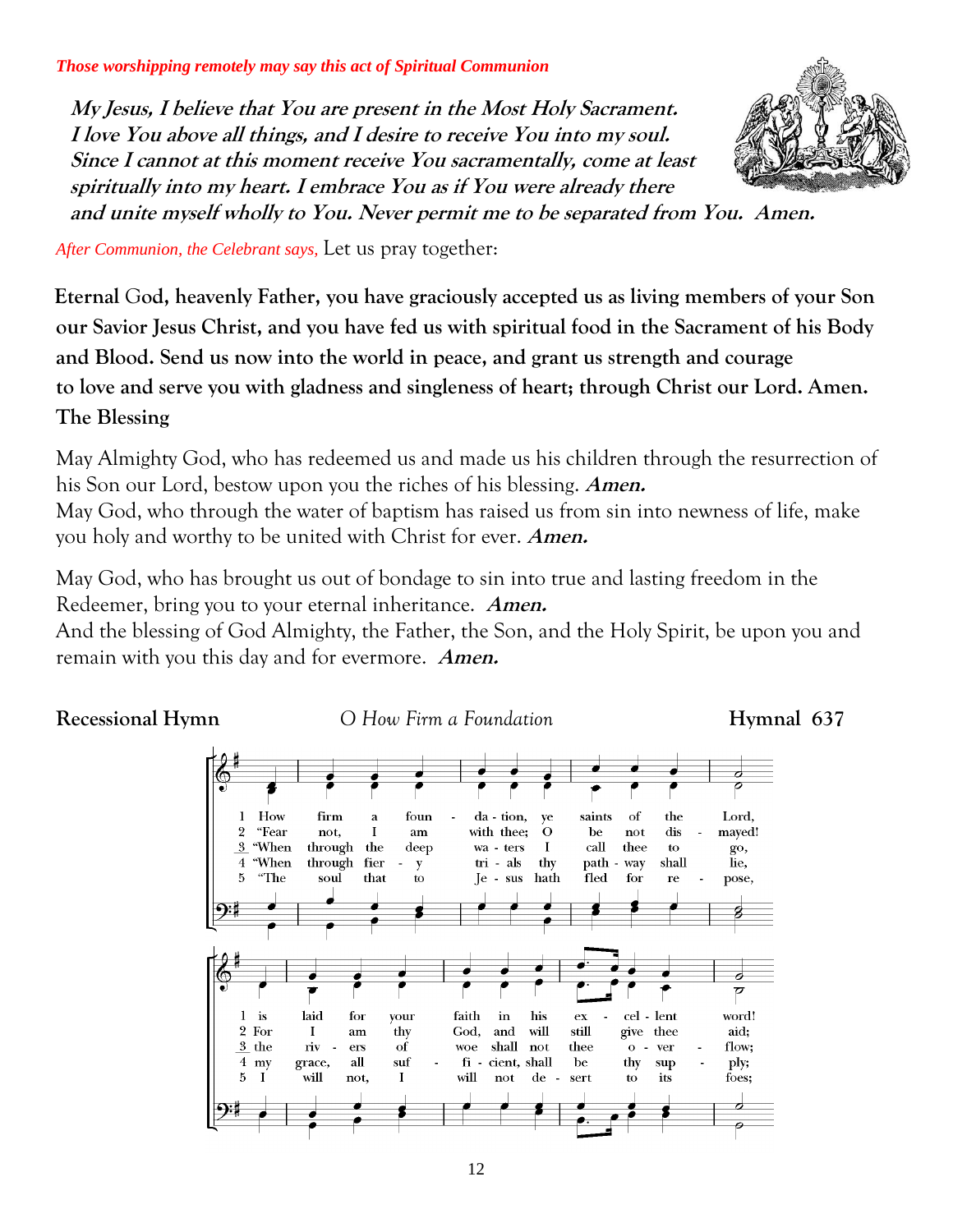*Those worshipping remotely may say this act of Spiritual Communion*

***My Jesus, I believe that You are present in the Most Holy Sacrament. I love You above all things, and I desire to receive You into my soul. Since I cannot at this moment receive You sacramentally, come at least spiritually into my heart. I embrace You as if You were already there and unite myself wholly to You. Never permit me to be separated from You. Amen.***

*After Communion, the Celebrant says,* Let us pray together:

**Eternal God, heavenly Father, you have graciously accepted us as living members of your Son our Savior Jesus Christ, and you have fed us with spiritual food in the Sacrament of his Body and Blood. Send us now into the world in peace, and grant us strength and courage to love and serve you with gladness and singleness of heart; through Christ our Lord. Amen.**

**The Blessing**

May Almighty God, who has redeemed us and made us his children through the resurrection of his Son our Lord, bestow upon you the riches of his blessing. ***Amen.***

May God, who through the water of baptism has raised us from sin into newness of life, make you holy and worthy to be united with Christ for ever. ***Amen.***

May God, who has brought us out of bondage to sin into true and lasting freedom in the Redeemer, bring you to your eternal inheritance. ***Amen.***

And the blessing of God Almighty, the Father, the Son, and the Holy Spirit, be upon you and remain with you this day and for evermore. ***Amen.***

**Recessional Hymn** *O How Firm a Foundation* **Hymnal 637**

1 How firm a foundation, ye saints of the Lord, is laid for your faith in his excellent word!

2 "Fear not, I am with thee; O be not dismayed! For I am thy God, and will still give thee aid;

3 "When through the deep waters I call thee to go, the rivers of woe shall not thee overflow;

4 "When through fiery trials thy pathway shall lie, my grace, all sufficient, shall be thy supply;

5 "The soul that to Jesus hath fled for repose, I will not, I will not desert to its foes;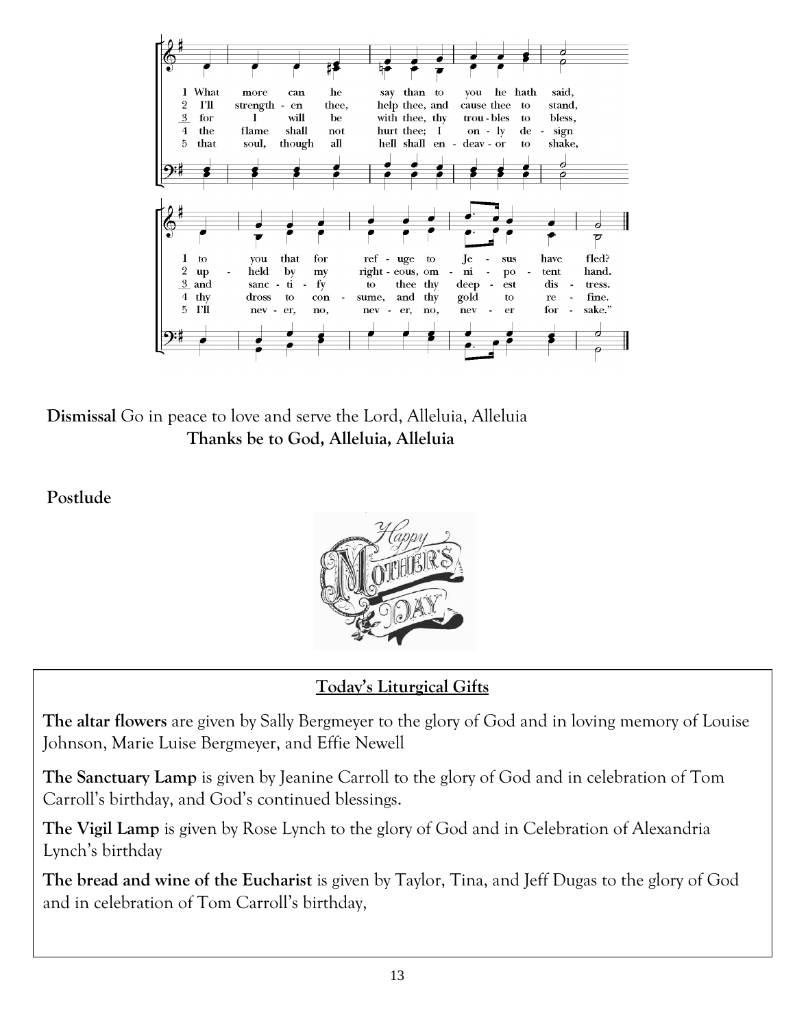1 What more can he say than to you he hath said, to you that for refuge to Jesus have fled?

2 I'll strengthen thee, help thee, and cause thee to stand, upheld by my righteous, omnipotent hand.

3 for I will be with thee, thy troubles to bless, and sanctify to thee thy deepest distress.

4 the flame shall not hurt thee; I only design thy dross to consume, and thy gold to refine.

5 that soul, though all hell shall endeavor to shake, I'll never, no, never, no, never forsake."

**Dismissal** Go in peace to love and serve the Lord, Alleluia, Alleluia
**Thanks be to God, Alleluia, Alleluia**

**Postlude**

## Today's Liturgical Gifts

**The altar flowers** are given by Sally Bergmeyer to the glory of God and in loving memory of Louise Johnson, Marie Luise Bergmeyer, and Effie Newell

**The Sanctuary Lamp** is given by Jeanine Carroll to the glory of God and in celebration of Tom Carroll's birthday, and God's continued blessings.

**The Vigil Lamp** is given by Rose Lynch to the glory of God and in Celebration of Alexandria Lynch's birthday

**The bread and wine of the Eucharist** is given by Taylor, Tina, and Jeff Dugas to the glory of God and in celebration of Tom Carroll's birthday,